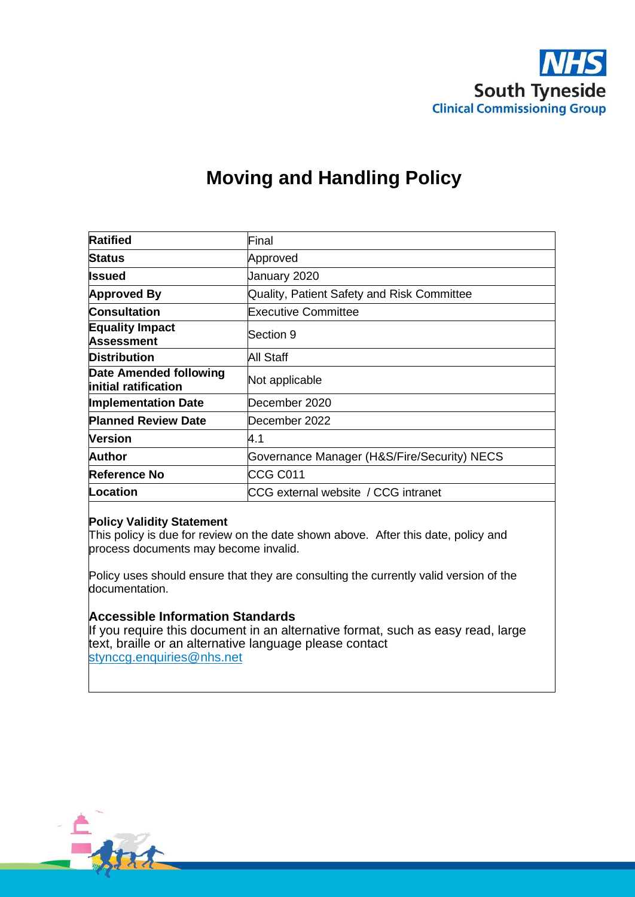NHS
South Tyneside
Clinical Commissioning Group

# Moving and Handling Policy

| | |
|---|---|
| **Ratified** | Final |
| **Status** | Approved |
| **Issued** | January 2020 |
| **Approved By** | Quality, Patient Safety and Risk Committee |
| **Consultation** | Executive Committee |
| **Equality Impact Assessment** | Section 9 |
| **Distribution** | All Staff |
| **Date Amended following initial ratification** | Not applicable |
| **Implementation Date** | December 2020 |
| **Planned Review Date** | December 2022 |
| **Version** | 4.1 |
| **Author** | Governance Manager (H&S/Fire/Security) NECS |
| **Reference No** | CCG C011 |
| **Location** | CCG external website / CCG intranet |

**Policy Validity Statement**
This policy is due for review on the date shown above. After this date, policy and process documents may become invalid.

Policy uses should ensure that they are consulting the currently valid version of the documentation.

**Accessible Information Standards**
If you require this document in an alternative format, such as easy read, large text, braille or an alternative language please contact stynccg.enquiries@nhs.net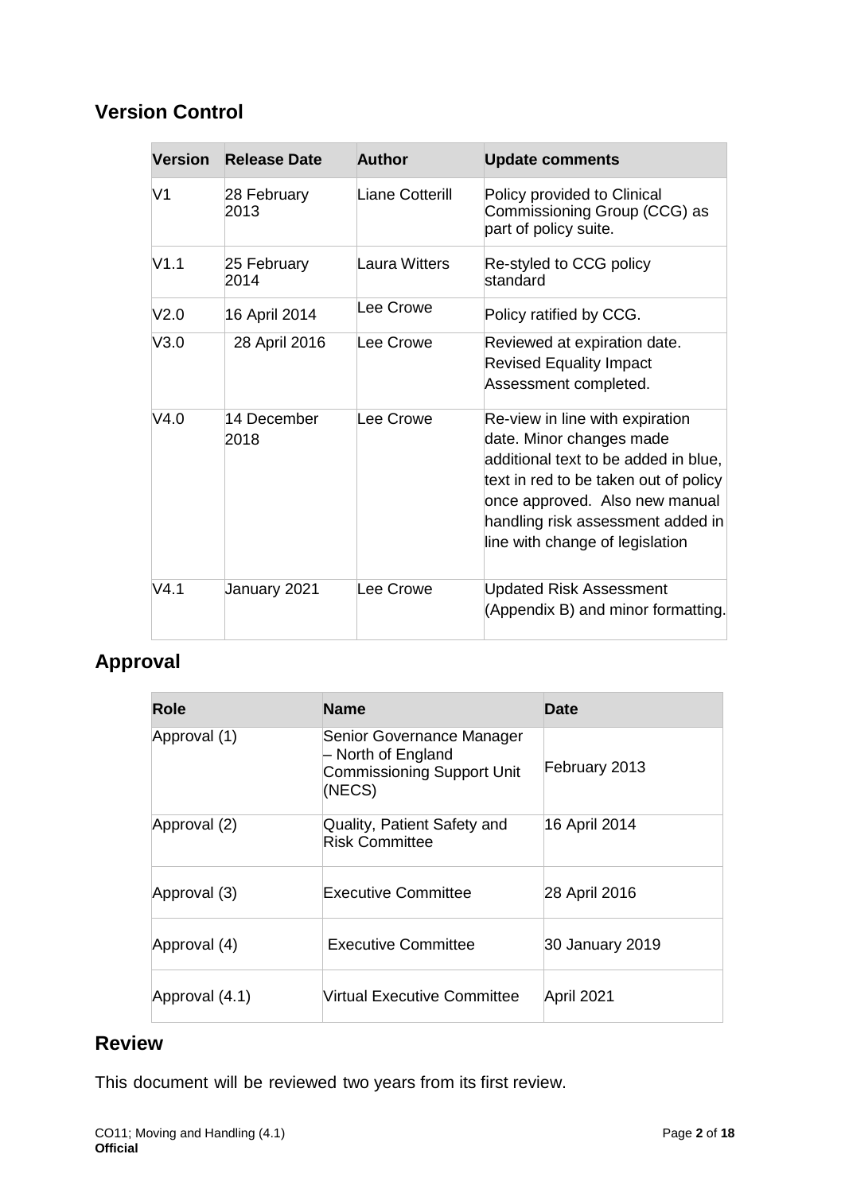## Version Control

| Version | Release Date | Author | Update comments |
|---|---|---|---|
| V1 | 28 February 2013 | Liane Cotterill | Policy provided to Clinical Commissioning Group (CCG) as part of policy suite. |
| V1.1 | 25 February 2014 | Laura Witters | Re-styled to CCG policy standard |
| V2.0 | 16 April 2014 | Lee Crowe | Policy ratified by CCG. |
| V3.0 | 28 April 2016 | Lee Crowe | Reviewed at expiration date. Revised Equality Impact Assessment completed. |
| V4.0 | 14 December 2018 | Lee Crowe | Re-view in line with expiration date. Minor changes made additional text to be added in blue, text in red to be taken out of policy once approved. Also new manual handling risk assessment added in line with change of legislation |
| V4.1 | January 2021 | Lee Crowe | Updated Risk Assessment (Appendix B) and minor formatting. |

## Approval

| Role | Name | Date |
|---|---|---|
| Approval (1) | Senior Governance Manager – North of England Commissioning Support Unit (NECS) | February 2013 |
| Approval (2) | Quality, Patient Safety and Risk Committee | 16 April 2014 |
| Approval (3) | Executive Committee | 28 April 2016 |
| Approval (4) | Executive Committee | 30 January 2019 |
| Approval (4.1) | Virtual Executive Committee | April 2021 |

## Review

This document will be reviewed two years from its first review.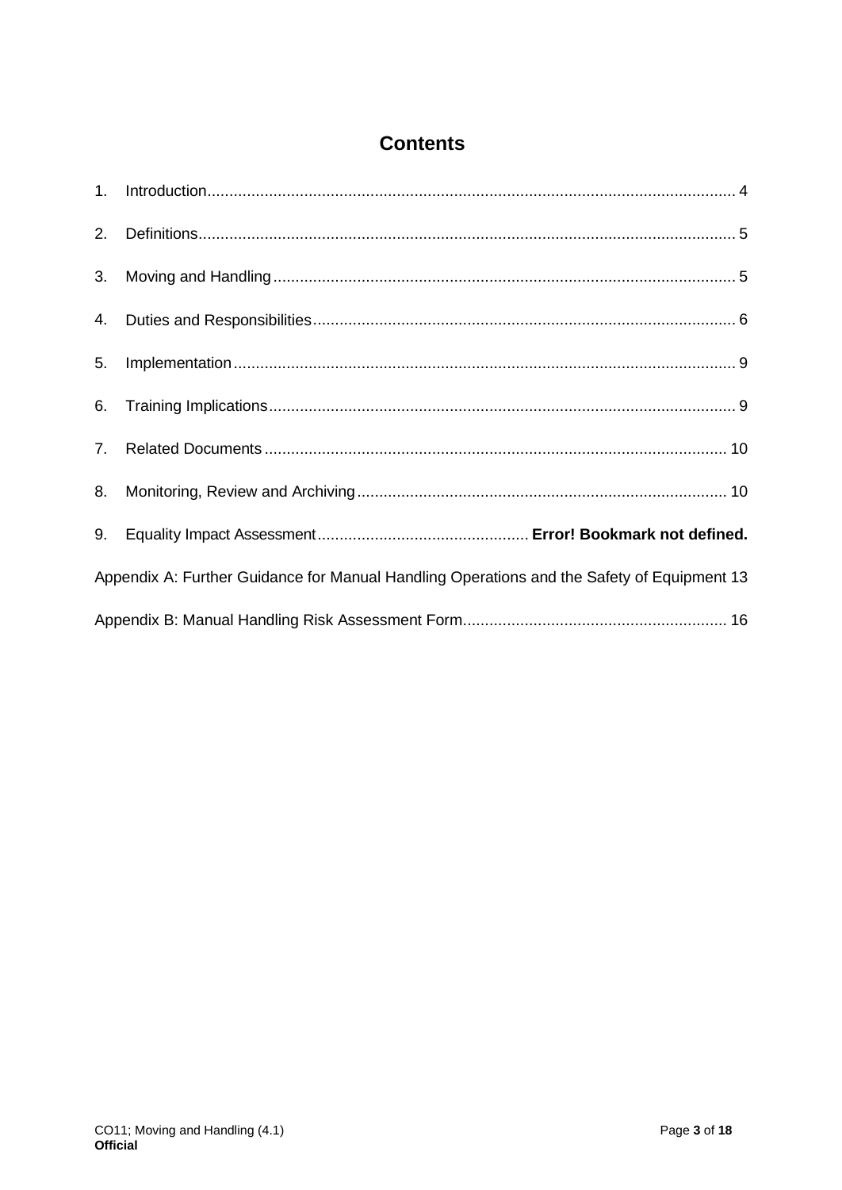# Contents

1. Introduction........................................................................................................................ 4
2. Definitions.......................................................................................................................... 5
3. Moving and Handling......................................................................................................... 5
4. Duties and Responsibilities................................................................................................ 6
5. Implementation.................................................................................................................. 9
6. Training Implications.......................................................................................................... 9
7. Related Documents.......................................................................................................... 10
8. Monitoring, Review and Archiving.................................................................................... 10
9. Equality Impact Assessment................................................ **Error! Bookmark not defined.**

Appendix A: Further Guidance for Manual Handling Operations and the Safety of Equipment 13

Appendix B: Manual Handling Risk Assessment Form............................................................ 16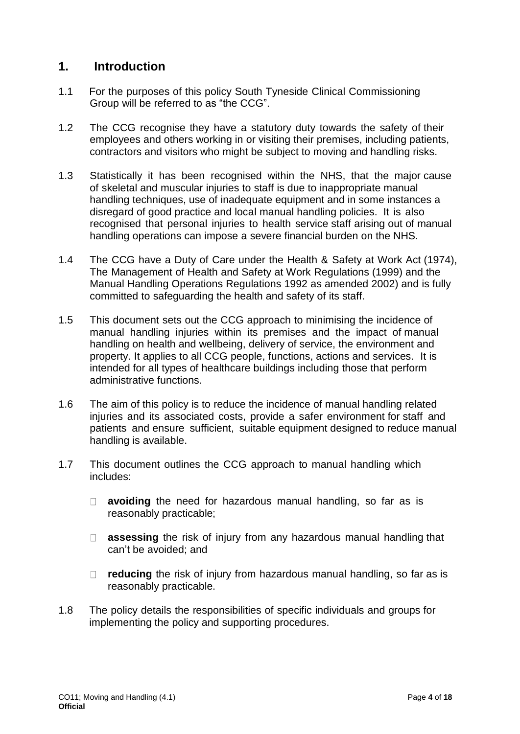## 1. Introduction

1.1 For the purposes of this policy South Tyneside Clinical Commissioning Group will be referred to as "the CCG".

1.2 The CCG recognise they have a statutory duty towards the safety of their employees and others working in or visiting their premises, including patients, contractors and visitors who might be subject to moving and handling risks.

1.3 Statistically it has been recognised within the NHS, that the major cause of skeletal and muscular injuries to staff is due to inappropriate manual handling techniques, use of inadequate equipment and in some instances a disregard of good practice and local manual handling policies. It is also recognised that personal injuries to health service staff arising out of manual handling operations can impose a severe financial burden on the NHS.

1.4 The CCG have a Duty of Care under the Health & Safety at Work Act (1974), The Management of Health and Safety at Work Regulations (1999) and the Manual Handling Operations Regulations 1992 as amended 2002) and is fully committed to safeguarding the health and safety of its staff.

1.5 This document sets out the CCG approach to minimising the incidence of manual handling injuries within its premises and the impact of manual handling on health and wellbeing, delivery of service, the environment and property. It applies to all CCG people, functions, actions and services. It is intended for all types of healthcare buildings including those that perform administrative functions.

1.6 The aim of this policy is to reduce the incidence of manual handling related injuries and its associated costs, provide a safer environment for staff and patients and ensure sufficient, suitable equipment designed to reduce manual handling is available.

1.7 This document outlines the CCG approach to manual handling which includes:

- **avoiding** the need for hazardous manual handling, so far as is reasonably practicable;
- **assessing** the risk of injury from any hazardous manual handling that can't be avoided; and
- **reducing** the risk of injury from hazardous manual handling, so far as is reasonably practicable.

1.8 The policy details the responsibilities of specific individuals and groups for implementing the policy and supporting procedures.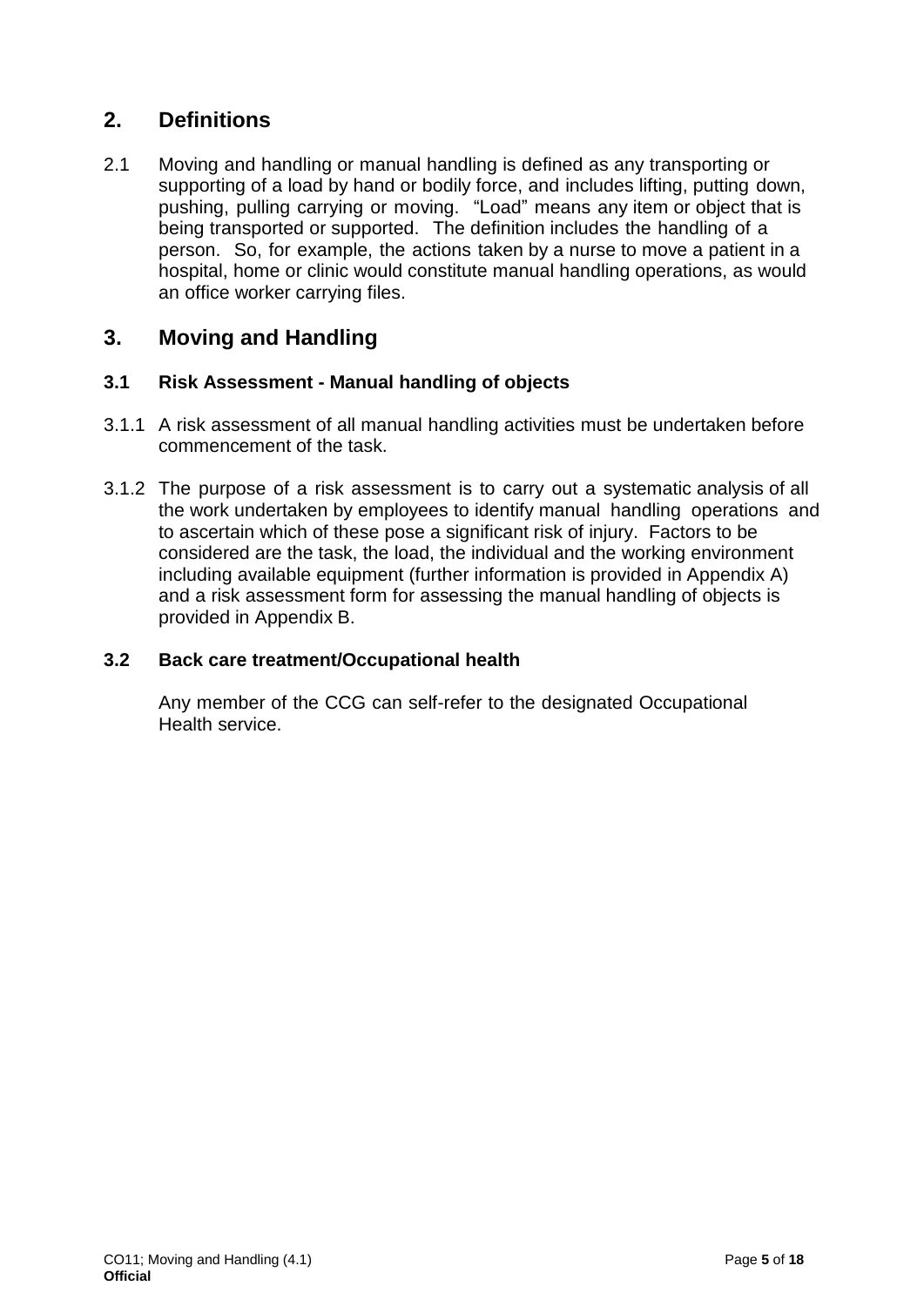## 2. Definitions

2.1 Moving and handling or manual handling is defined as any transporting or supporting of a load by hand or bodily force, and includes lifting, putting down, pushing, pulling carrying or moving. "Load" means any item or object that is being transported or supported. The definition includes the handling of a person. So, for example, the actions taken by a nurse to move a patient in a hospital, home or clinic would constitute manual handling operations, as would an office worker carrying files.

## 3. Moving and Handling

### 3.1 Risk Assessment - Manual handling of objects

3.1.1 A risk assessment of all manual handling activities must be undertaken before commencement of the task.

3.1.2 The purpose of a risk assessment is to carry out a systematic analysis of all the work undertaken by employees to identify manual handling operations and to ascertain which of these pose a significant risk of injury. Factors to be considered are the task, the load, the individual and the working environment including available equipment (further information is provided in Appendix A) and a risk assessment form for assessing the manual handling of objects is provided in Appendix B.

### 3.2 Back care treatment/Occupational health

Any member of the CCG can self-refer to the designated Occupational Health service.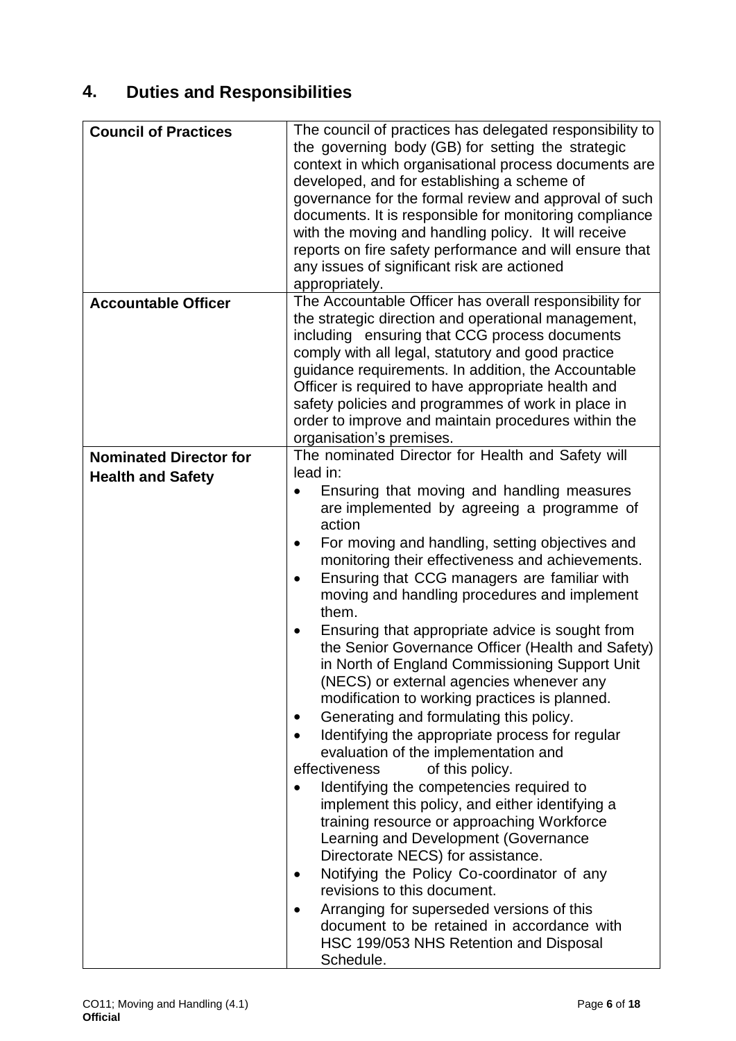## 4. Duties and Responsibilities

| | |
|---|---|
| **Council of Practices** | The council of practices has delegated responsibility to the governing body (GB) for setting the strategic context in which organisational process documents are developed, and for establishing a scheme of governance for the formal review and approval of such documents. It is responsible for monitoring compliance with the moving and handling policy. It will receive reports on fire safety performance and will ensure that any issues of significant risk are actioned appropriately. |
| **Accountable Officer** | The Accountable Officer has overall responsibility for the strategic direction and operational management, including ensuring that CCG process documents comply with all legal, statutory and good practice guidance requirements. In addition, the Accountable Officer is required to have appropriate health and safety policies and programmes of work in place in order to improve and maintain procedures within the organisation's premises. |
| **Nominated Director for Health and Safety** | The nominated Director for Health and Safety will lead in:<br>• Ensuring that moving and handling measures are implemented by agreeing a programme of action<br>• For moving and handling, setting objectives and monitoring their effectiveness and achievements.<br>• Ensuring that CCG managers are familiar with moving and handling procedures and implement them.<br>• Ensuring that appropriate advice is sought from the Senior Governance Officer (Health and Safety) in North of England Commissioning Support Unit (NECS) or external agencies whenever any modification to working practices is planned.<br>• Generating and formulating this policy.<br>• Identifying the appropriate process for regular evaluation of the implementation and effectiveness of this policy.<br>• Identifying the competencies required to implement this policy, and either identifying a training resource or approaching Workforce Learning and Development (Governance Directorate NECS) for assistance.<br>• Notifying the Policy Co-coordinator of any revisions to this document.<br>• Arranging for superseded versions of this document to be retained in accordance with HSC 199/053 NHS Retention and Disposal Schedule. |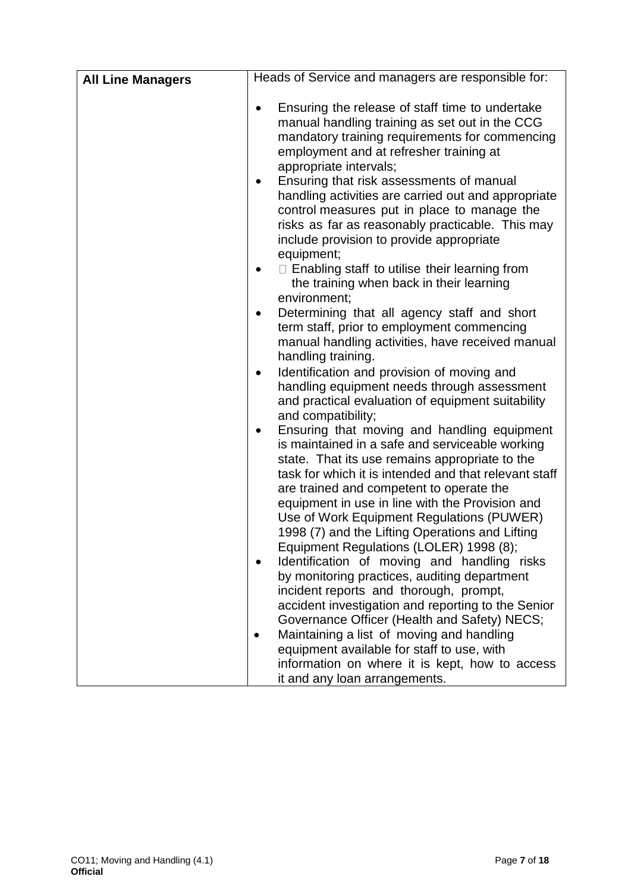| All Line Managers | Heads of Service and managers are responsible for:<br><br>• Ensuring the release of staff time to undertake manual handling training as set out in the CCG mandatory training requirements for commencing employment and at refresher training at appropriate intervals;<br>• Ensuring that risk assessments of manual handling activities are carried out and appropriate control measures put in place to manage the risks as far as reasonably practicable. This may include provision to provide appropriate equipment;<br>•  Enabling staff to utilise their learning from the training when back in their learning environment;<br>• Determining that all agency staff and short term staff, prior to employment commencing manual handling activities, have received manual handling training.<br>• Identification and provision of moving and handling equipment needs through assessment and practical evaluation of equipment suitability and compatibility;<br>• Ensuring that moving and handling equipment is maintained in a safe and serviceable working state. That its use remains appropriate to the task for which it is intended and that relevant staff are trained and competent to operate the equipment in use in line with the Provision and Use of Work Equipment Regulations (PUWER) 1998 (7) and the Lifting Operations and Lifting Equipment Regulations (LOLER) 1998 (8);<br>• Identification of moving and handling risks by monitoring practices, auditing department incident reports and thorough, prompt, accident investigation and reporting to the Senior Governance Officer (Health and Safety) NECS;<br>• Maintaining a list of moving and handling equipment available for staff to use, with information on where it is kept, how to access it and any loan arrangements. |
|---|---|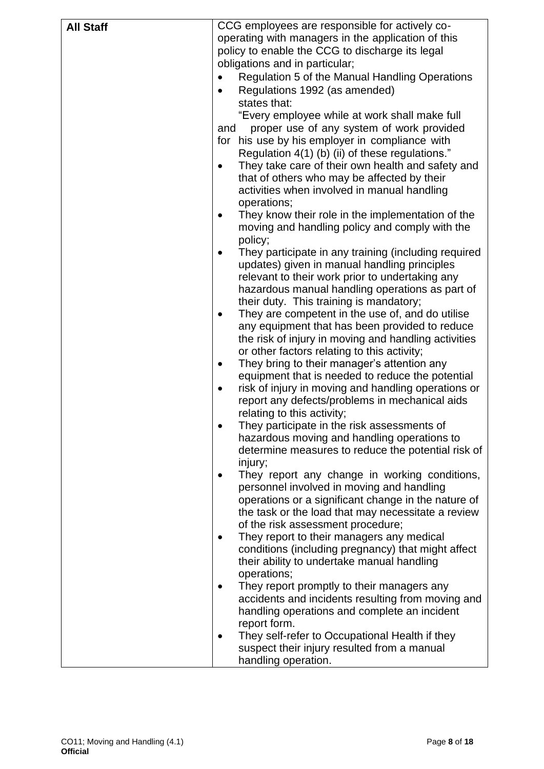| **All Staff** | CCG employees are responsible for actively co-operating with managers in the application of this policy to enable the CCG to discharge its legal obligations and in particular;<br>• Regulation 5 of the Manual Handling Operations<br>• Regulations 1992 (as amended) states that: "Every employee while at work shall make full and proper use of any system of work provided for his use by his employer in compliance with Regulation 4(1) (b) (ii) of these regulations."<br>• They take care of their own health and safety and that of others who may be affected by their activities when involved in manual handling operations;<br>• They know their role in the implementation of the moving and handling policy and comply with the policy;<br>• They participate in any training (including required updates) given in manual handling principles relevant to their work prior to undertaking any hazardous manual handling operations as part of their duty. This training is mandatory;<br>• They are competent in the use of, and do utilise any equipment that has been provided to reduce the risk of injury in moving and handling activities or other factors relating to this activity;<br>• They bring to their manager's attention any equipment that is needed to reduce the potential<br>• risk of injury in moving and handling operations or report any defects/problems in mechanical aids relating to this activity;<br>• They participate in the risk assessments of hazardous moving and handling operations to determine measures to reduce the potential risk of injury;<br>• They report any change in working conditions, personnel involved in moving and handling operations or a significant change in the nature of the task or the load that may necessitate a review of the risk assessment procedure;<br>• They report to their managers any medical conditions (including pregnancy) that might affect their ability to undertake manual handling operations;<br>• They report promptly to their managers any accidents and incidents resulting from moving and handling operations and complete an incident report form.<br>• They self-refer to Occupational Health if they suspect their injury resulted from a manual handling operation. |
|---|---|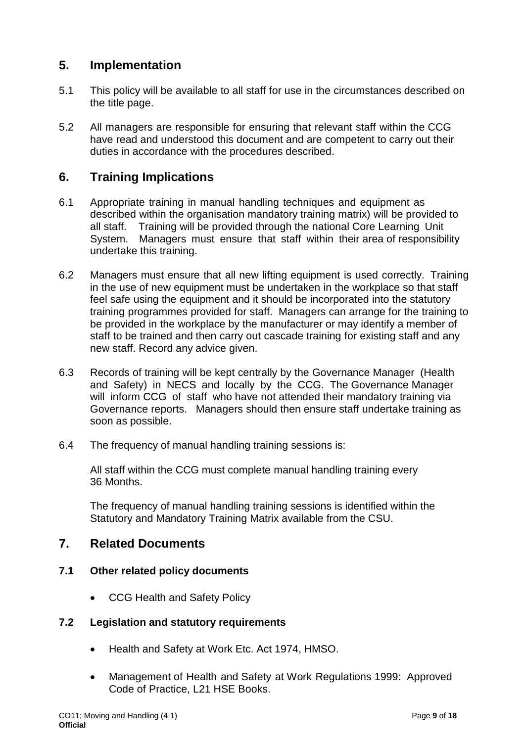## 5. Implementation

5.1 This policy will be available to all staff for use in the circumstances described on the title page.

5.2 All managers are responsible for ensuring that relevant staff within the CCG have read and understood this document and are competent to carry out their duties in accordance with the procedures described.

## 6. Training Implications

6.1 Appropriate training in manual handling techniques and equipment as described within the organisation mandatory training matrix) will be provided to all staff. Training will be provided through the national Core Learning Unit System. Managers must ensure that staff within their area of responsibility undertake this training.

6.2 Managers must ensure that all new lifting equipment is used correctly. Training in the use of new equipment must be undertaken in the workplace so that staff feel safe using the equipment and it should be incorporated into the statutory training programmes provided for staff. Managers can arrange for the training to be provided in the workplace by the manufacturer or may identify a member of staff to be trained and then carry out cascade training for existing staff and any new staff. Record any advice given.

6.3 Records of training will be kept centrally by the Governance Manager (Health and Safety) in NECS and locally by the CCG. The Governance Manager will inform CCG of staff who have not attended their mandatory training via Governance reports. Managers should then ensure staff undertake training as soon as possible.

6.4 The frequency of manual handling training sessions is:

All staff within the CCG must complete manual handling training every 36 Months.

The frequency of manual handling training sessions is identified within the Statutory and Mandatory Training Matrix available from the CSU.

## 7. Related Documents

### 7.1 Other related policy documents

- CCG Health and Safety Policy

### 7.2 Legislation and statutory requirements

- Health and Safety at Work Etc. Act 1974, HMSO.
- Management of Health and Safety at Work Regulations 1999: Approved Code of Practice, L21 HSE Books.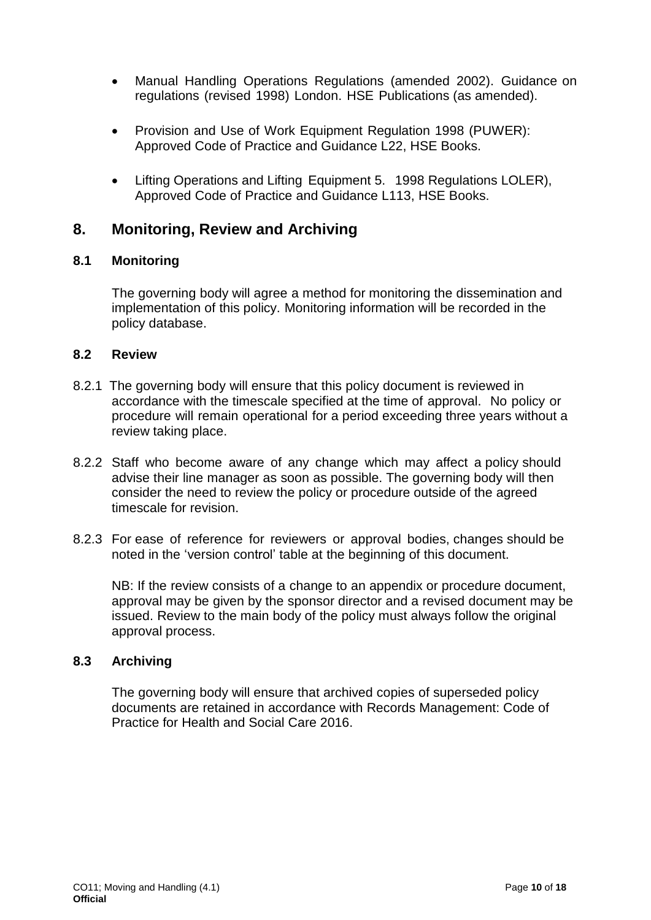- Manual Handling Operations Regulations (amended 2002). Guidance on regulations (revised 1998) London. HSE Publications (as amended).

- Provision and Use of Work Equipment Regulation 1998 (PUWER): Approved Code of Practice and Guidance L22, HSE Books.

- Lifting Operations and Lifting Equipment 5. 1998 Regulations LOLER), Approved Code of Practice and Guidance L113, HSE Books.

## 8. Monitoring, Review and Archiving

### 8.1 Monitoring

The governing body will agree a method for monitoring the dissemination and implementation of this policy. Monitoring information will be recorded in the policy database.

### 8.2 Review

8.2.1 The governing body will ensure that this policy document is reviewed in accordance with the timescale specified at the time of approval. No policy or procedure will remain operational for a period exceeding three years without a review taking place.

8.2.2 Staff who become aware of any change which may affect a policy should advise their line manager as soon as possible. The governing body will then consider the need to review the policy or procedure outside of the agreed timescale for revision.

8.2.3 For ease of reference for reviewers or approval bodies, changes should be noted in the 'version control' table at the beginning of this document.

NB: If the review consists of a change to an appendix or procedure document, approval may be given by the sponsor director and a revised document may be issued. Review to the main body of the policy must always follow the original approval process.

### 8.3 Archiving

The governing body will ensure that archived copies of superseded policy documents are retained in accordance with Records Management: Code of Practice for Health and Social Care 2016.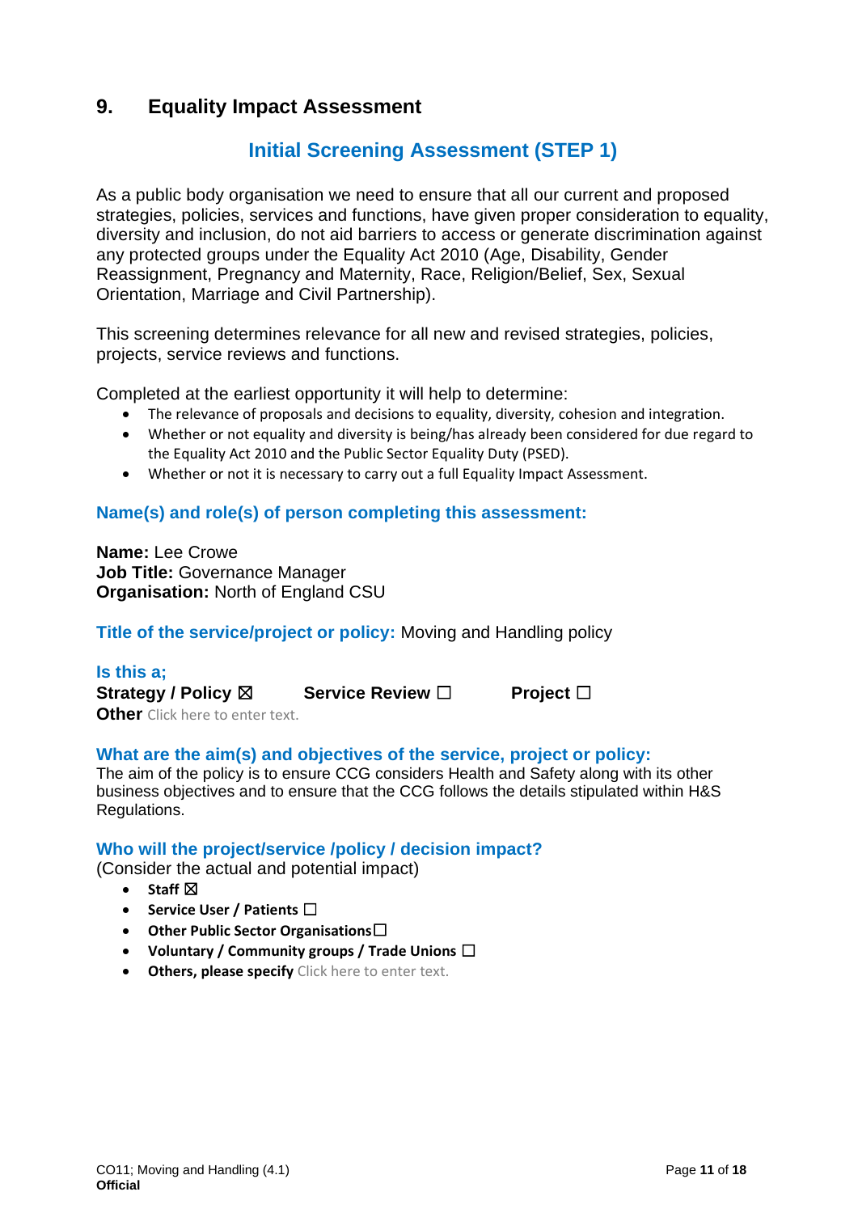## 9. Equality Impact Assessment

### Initial Screening Assessment (STEP 1)

As a public body organisation we need to ensure that all our current and proposed strategies, policies, services and functions, have given proper consideration to equality, diversity and inclusion, do not aid barriers to access or generate discrimination against any protected groups under the Equality Act 2010 (Age, Disability, Gender Reassignment, Pregnancy and Maternity, Race, Religion/Belief, Sex, Sexual Orientation, Marriage and Civil Partnership).

This screening determines relevance for all new and revised strategies, policies, projects, service reviews and functions.

Completed at the earliest opportunity it will help to determine:

- The relevance of proposals and decisions to equality, diversity, cohesion and integration.
- Whether or not equality and diversity is being/has already been considered for due regard to the Equality Act 2010 and the Public Sector Equality Duty (PSED).
- Whether or not it is necessary to carry out a full Equality Impact Assessment.

**Name(s) and role(s) of person completing this assessment:**

**Name:** Lee Crowe
**Job Title:** Governance Manager
**Organisation:** North of England CSU

**Title of the service/project or policy:** Moving and Handling policy

**Is this a;**
**Strategy / Policy** ☒ **Service Review** ☐ **Project** ☐
**Other** Click here to enter text.

**What are the aim(s) and objectives of the service, project or policy:**
The aim of the policy is to ensure CCG considers Health and Safety along with its other business objectives and to ensure that the CCG follows the details stipulated within H&S Regulations.

**Who will the project/service /policy / decision impact?**
(Consider the actual and potential impact)

- **Staff** ☒
- **Service User / Patients** ☐
- **Other Public Sector Organisations** ☐
- **Voluntary / Community groups / Trade Unions** ☐
- **Others, please specify** Click here to enter text.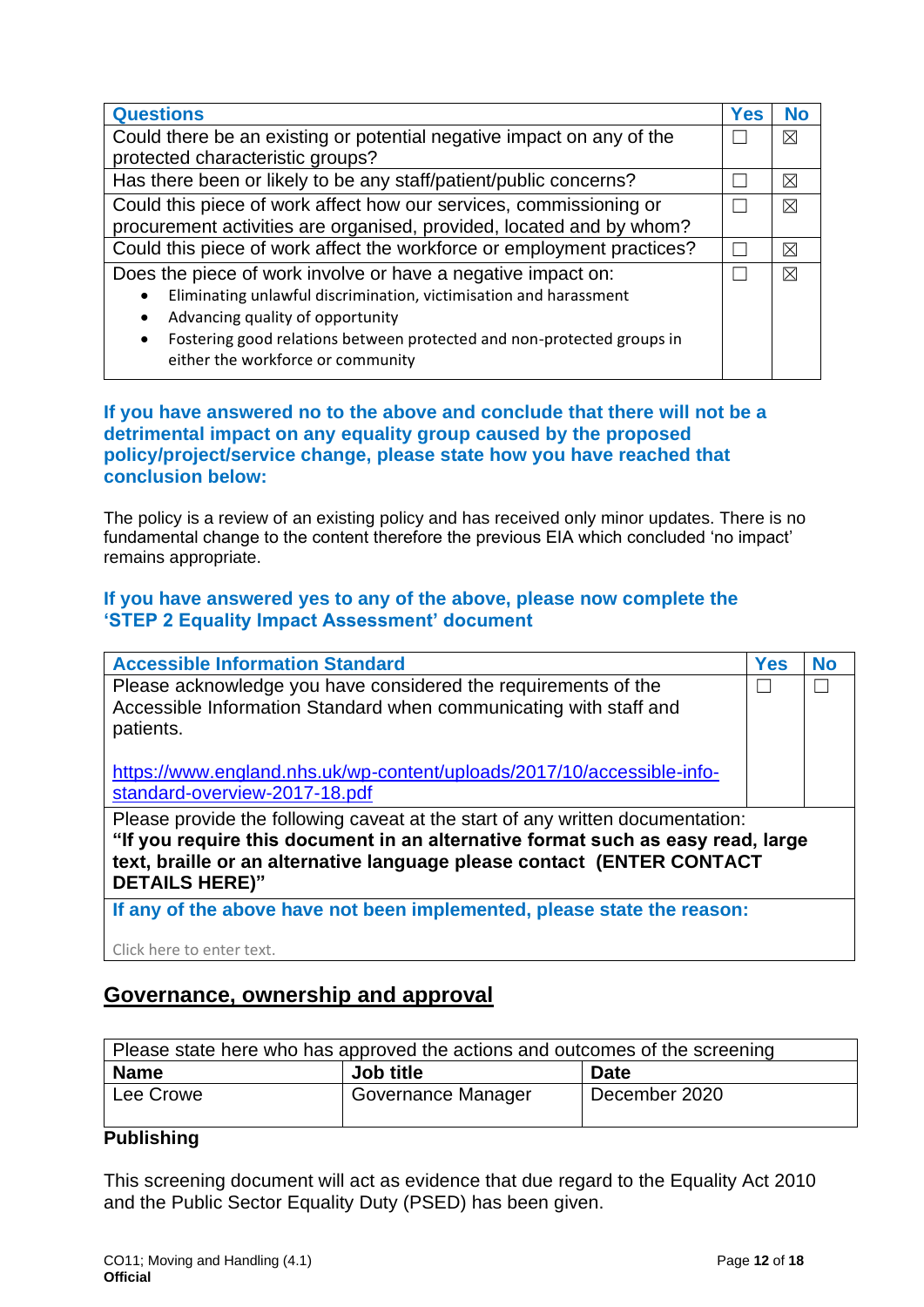| Questions | Yes | No |
|---|---|---|
| Could there be an existing or potential negative impact on any of the protected characteristic groups? | ☐ | ☒ |
| Has there been or likely to be any staff/patient/public concerns? | ☐ | ☒ |
| Could this piece of work affect how our services, commissioning or procurement activities are organised, provided, located and by whom? | ☐ | ☒ |
| Could this piece of work affect the workforce or employment practices? | ☐ | ☒ |
| Does the piece of work involve or have a negative impact on:<br>• Eliminating unlawful discrimination, victimisation and harassment<br>• Advancing quality of opportunity<br>• Fostering good relations between protected and non-protected groups in either the workforce or community | ☐ | ☒ |

**If you have answered no to the above and conclude that there will not be a detrimental impact on any equality group caused by the proposed policy/project/service change, please state how you have reached that conclusion below:**

The policy is a review of an existing policy and has received only minor updates. There is no fundamental change to the content therefore the previous EIA which concluded 'no impact' remains appropriate.

**If you have answered yes to any of the above, please now complete the 'STEP 2 Equality Impact Assessment' document**

| Accessible Information Standard | Yes | No |
|---|---|---|
| Please acknowledge you have considered the requirements of the Accessible Information Standard when communicating with staff and patients.<br><br>https://www.england.nhs.uk/wp-content/uploads/2017/10/accessible-info-standard-overview-2017-18.pdf | ☐ | ☐ |
| Please provide the following caveat at the start of any written documentation:<br>**"If you require this document in an alternative format such as easy read, large text, braille or an alternative language please contact (ENTER CONTACT DETAILS HERE)"** | | |
| **If any of the above have not been implemented, please state the reason:**<br><br>Click here to enter text. | | |

## Governance, ownership and approval

| Please state here who has approved the actions and outcomes of the screening | | |
|---|---|---|
| **Name** | **Job title** | **Date** |
| Lee Crowe | Governance Manager | December 2020 |

**Publishing**

This screening document will act as evidence that due regard to the Equality Act 2010 and the Public Sector Equality Duty (PSED) has been given.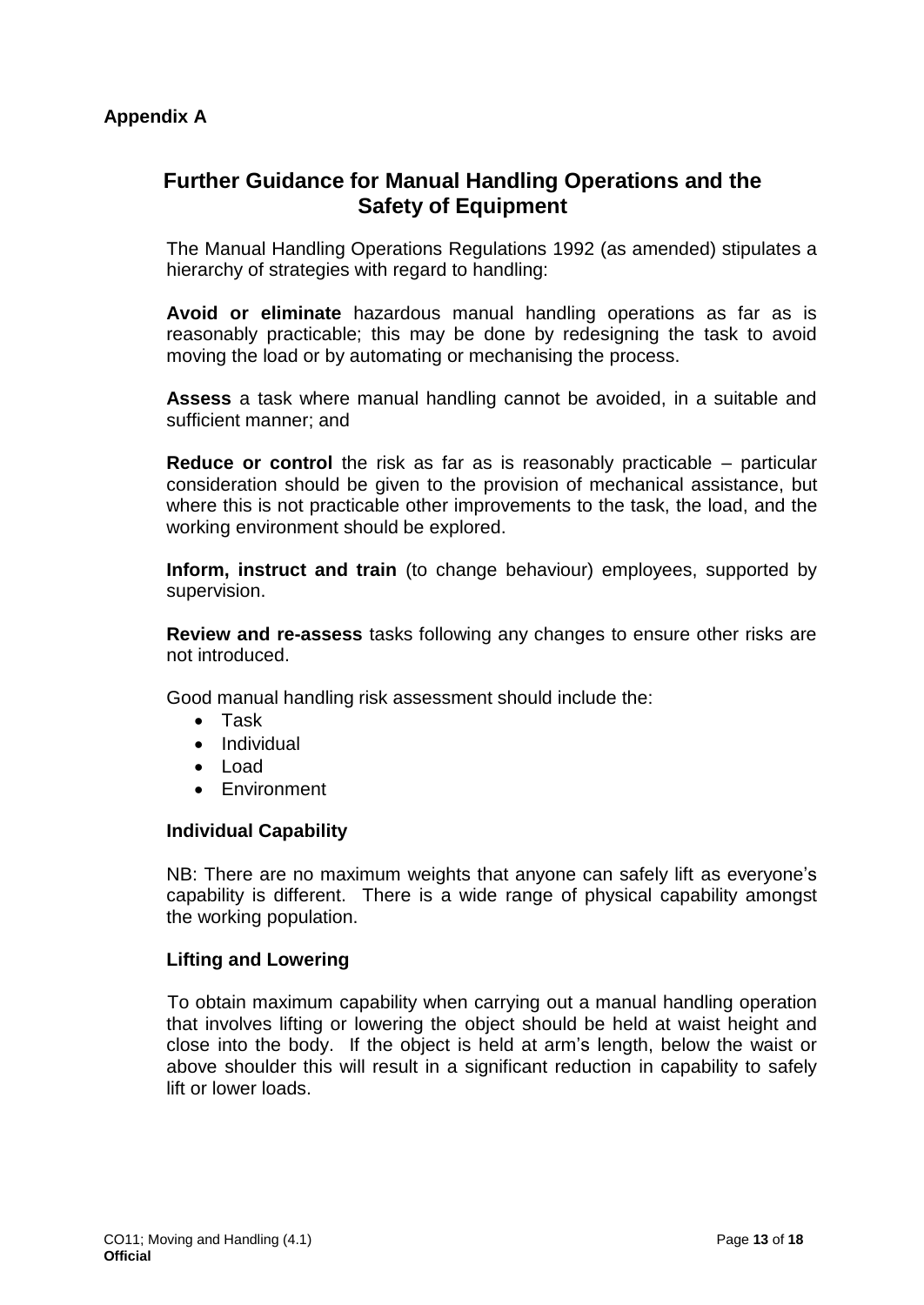**Appendix A**

## Further Guidance for Manual Handling Operations and the Safety of Equipment

The Manual Handling Operations Regulations 1992 (as amended) stipulates a hierarchy of strategies with regard to handling:

**Avoid or eliminate** hazardous manual handling operations as far as is reasonably practicable; this may be done by redesigning the task to avoid moving the load or by automating or mechanising the process.

**Assess** a task where manual handling cannot be avoided, in a suitable and sufficient manner; and

**Reduce or control** the risk as far as is reasonably practicable – particular consideration should be given to the provision of mechanical assistance, but where this is not practicable other improvements to the task, the load, and the working environment should be explored.

**Inform, instruct and train** (to change behaviour) employees, supported by supervision.

**Review and re-assess** tasks following any changes to ensure other risks are not introduced.

Good manual handling risk assessment should include the:

- Task
- Individual
- Load
- Environment

### Individual Capability

NB: There are no maximum weights that anyone can safely lift as everyone's capability is different. There is a wide range of physical capability amongst the working population.

### Lifting and Lowering

To obtain maximum capability when carrying out a manual handling operation that involves lifting or lowering the object should be held at waist height and close into the body. If the object is held at arm's length, below the waist or above shoulder this will result in a significant reduction in capability to safely lift or lower loads.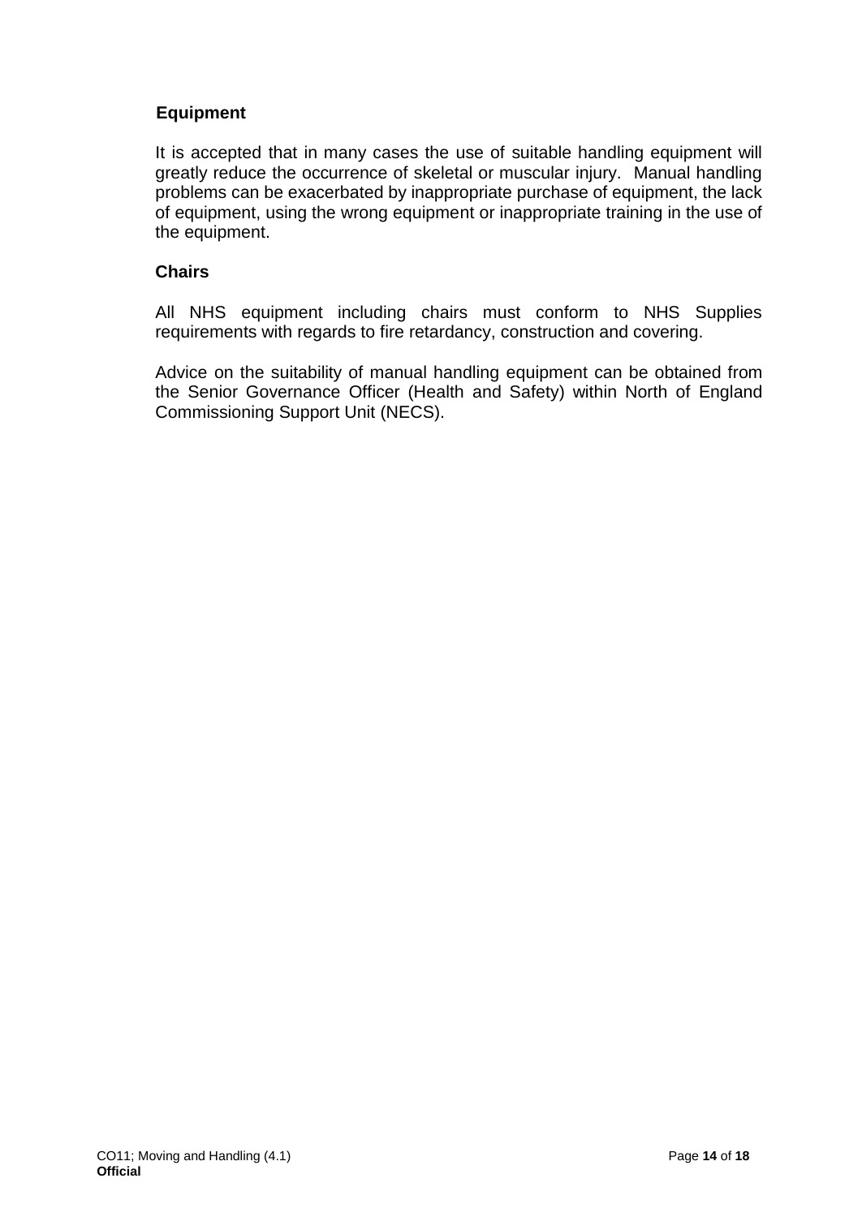### Equipment

It is accepted that in many cases the use of suitable handling equipment will greatly reduce the occurrence of skeletal or muscular injury. Manual handling problems can be exacerbated by inappropriate purchase of equipment, the lack of equipment, using the wrong equipment or inappropriate training in the use of the equipment.

### Chairs

All NHS equipment including chairs must conform to NHS Supplies requirements with regards to fire retardancy, construction and covering.

Advice on the suitability of manual handling equipment can be obtained from the Senior Governance Officer (Health and Safety) within North of England Commissioning Support Unit (NECS).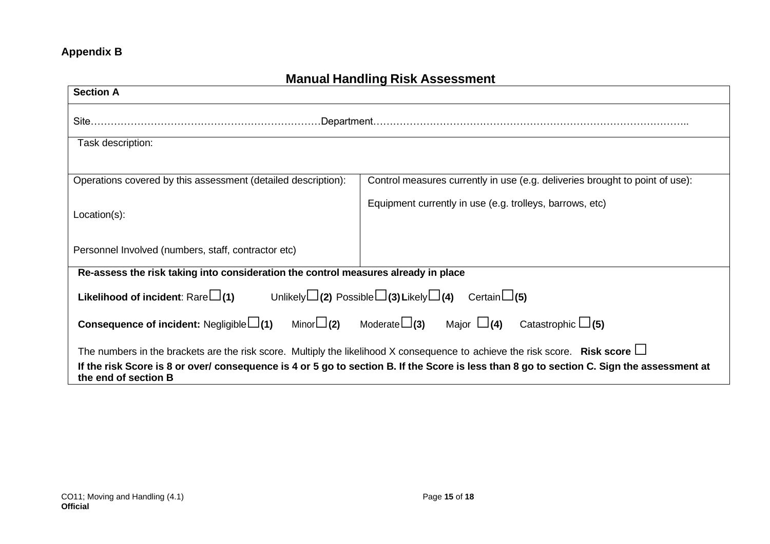**Appendix B**

## Manual Handling Risk Assessment

| **Section A** | |
|---|---|
| Site……………………………………………………………Department……………………………………………………………………………….. | |
| Task description: | |
| Operations covered by this assessment (detailed description):<br><br>Location(s):<br><br>Personnel Involved (numbers, staff, contractor etc) | Control measures currently in use (e.g. deliveries brought to point of use):<br><br>Equipment currently in use (e.g. trolleys, barrows, etc) |
| **Re-assess the risk taking into consideration the control measures already in place**<br><br>**Likelihood of incident**: Rare☐**(1)** Unlikely☐**(2)** Possible☐**(3)** Likely☐**(4)** Certain☐**(5)**<br><br>**Consequence of incident:** Negligible☐**(1)** Minor☐**(2)** Moderate☐**(3)** Major ☐**(4)** Catastrophic ☐**(5)**<br><br>The numbers in the brackets are the risk score. Multiply the likelihood X consequence to achieve the risk score. **Risk score** ☐<br><br>**If the risk Score is 8 or over/ consequence is 4 or 5 go to section B. If the Score is less than 8 go to section C. Sign the assessment at the end of section B** | |

CO11; Moving and Handling (4.1)
**Official**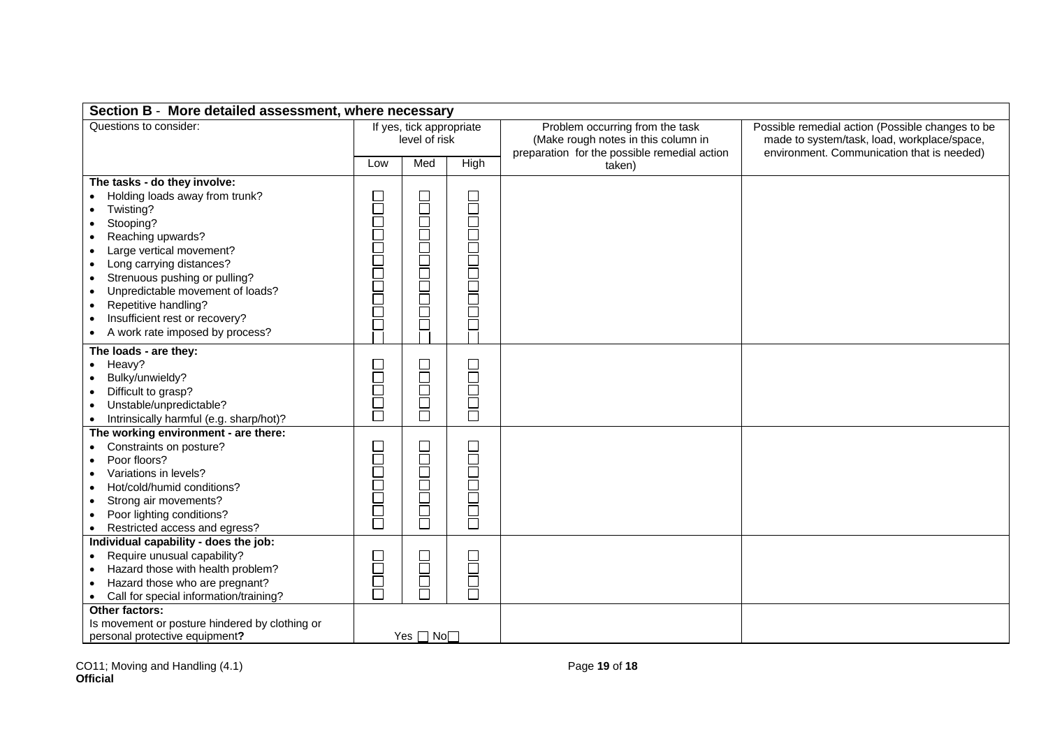## Section B - More detailed assessment, where necessary

| Questions to consider: | If yes, tick appropriate level of risk | | | Problem occurring from the task (Make rough notes in this column in preparation for the possible remedial action taken) | Possible remedial action (Possible changes to be made to system/task, load, workplace/space, environment. Communication that is needed) |
|---|---|---|---|---|---|
| | Low | Med | High | | |
| **The tasks - do they involve:** | | | | | |
| • Holding loads away from trunk? | ☐ | ☐ | ☐ | | |
| • Twisting? | ☐ | ☐ | ☐ | | |
| • Stooping? | ☐ | ☐ | ☐ | | |
| • Reaching upwards? | ☐ | ☐ | ☐ | | |
| • Large vertical movement? | ☐ | ☐ | ☐ | | |
| • Long carrying distances? | ☐ | ☐ | ☐ | | |
| • Strenuous pushing or pulling? | ☐ | ☐ | ☐ | | |
| • Unpredictable movement of loads? | ☐ | ☐ | ☐ | | |
| • Repetitive handling? | ☐ | ☐ | ☐ | | |
| • Insufficient rest or recovery? | ☐ | ☐ | ☐ | | |
| • A work rate imposed by process? | ☐ | ☐ | ☐ | | |
| **The loads - are they:** | | | | | |
| • Heavy? | ☐ | ☐ | ☐ | | |
| • Bulky/unwieldy? | ☐ | ☐ | ☐ | | |
| • Difficult to grasp? | ☐ | ☐ | ☐ | | |
| • Unstable/unpredictable? | ☐ | ☐ | ☐ | | |
| • Intrinsically harmful (e.g. sharp/hot)? | ☐ | ☐ | ☐ | | |
| **The working environment - are there:** | | | | | |
| • Constraints on posture? | ☐ | ☐ | ☐ | | |
| • Poor floors? | ☐ | ☐ | ☐ | | |
| • Variations in levels? | ☐ | ☐ | ☐ | | |
| • Hot/cold/humid conditions? | ☐ | ☐ | ☐ | | |
| • Strong air movements? | ☐ | ☐ | ☐ | | |
| • Poor lighting conditions? | ☐ | ☐ | ☐ | | |
| • Restricted access and egress? | ☐ | ☐ | ☐ | | |
| **Individual capability - does the job:** | | | | | |
| • Require unusual capability? | ☐ | ☐ | ☐ | | |
| • Hazard those with health problem? | ☐ | ☐ | ☐ | | |
| • Hazard those who are pregnant? | ☐ | ☐ | ☐ | | |
| • Call for special information/training? | ☐ | ☐ | ☐ | | |
| **Other factors:** Is movement or posture hindered by clothing or personal protective equipment**?** | Yes ☐ No☐ | | | | |

CO11; Moving and Handling (4.1)

**Official**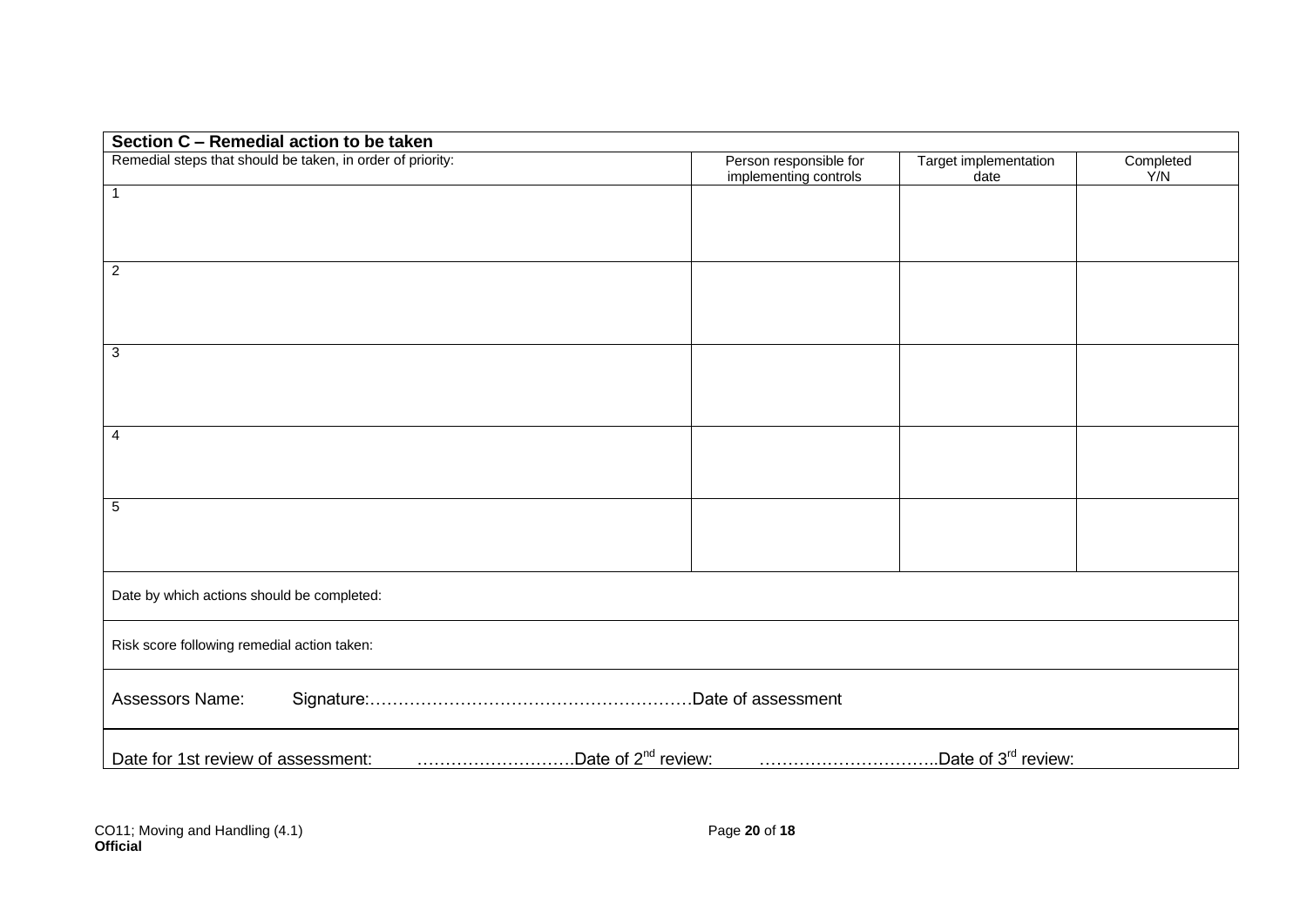| Section C – Remedial action to be taken | | | |
|---|---|---|---|
| Remedial steps that should be taken, in order of priority: | Person responsible for implementing controls | Target implementation date | Completed Y/N |
| 1 | | | |
| 2 | | | |
| 3 | | | |
| 4 | | | |
| 5 | | | |
| Date by which actions should be completed: | | | |
| Risk score following remedial action taken: | | | |
| Assessors Name: Signature:………………………………………………….Date of assessment | | | |
| Date for 1st review of assessment: ……….…………….Date of 2nd review: …………………………..Date of 3rd review: | | | |

CO11; Moving and Handling (4.1)
**Official**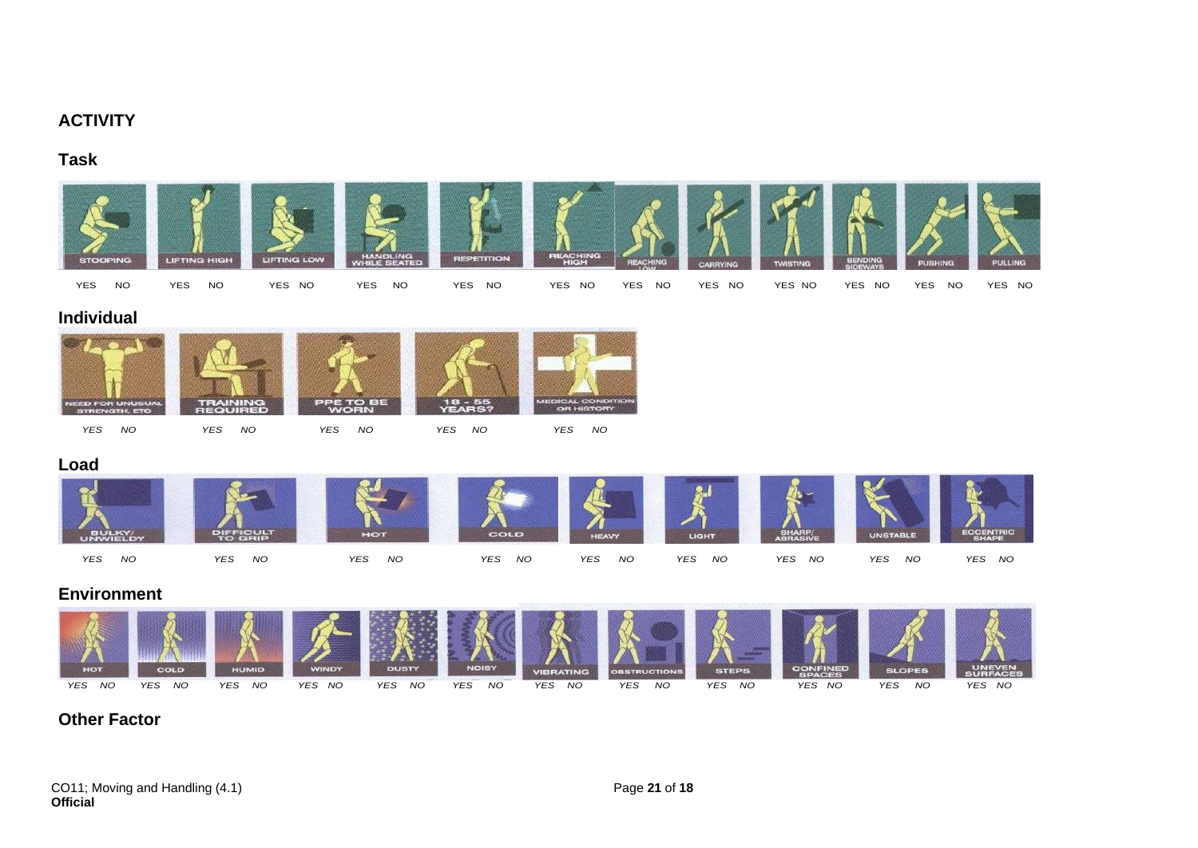## ACTIVITY

### Task

| STOOPING | LIFTING HIGH | LIFTING LOW | HANDLING WHILE SEATED | REPETITION | REACHING HIGH | REACHING LOW | CARRYING | TWISTING | BENDING SIDEWAYS | PUSHING | PULLING |
|---|---|---|---|---|---|---|---|---|---|---|---|
| YES NO | YES NO | YES NO | YES NO | YES NO | YES NO | YES NO | YES NO | YES NO | YES NO | YES NO | YES NO |

### Individual

| NEED FOR UNUSUAL STRENGTH, ETC | TRAINING REQUIRED | PPE TO BE WORN | 18 - 55 YEARS? | MEDICAL CONDITION OR HISTORY |
|---|---|---|---|---|
| *YES NO* | *YES NO* | *YES NO* | *YES NO* | *YES NO* |

### Load

| BULKY/ UNWIELDY | DIFFICULT TO GRIP | HOT | COLD | HEAVY | LIGHT | SHARP/ ABRASIVE | UNSTABLE | ECCENTRIC SHAPE |
|---|---|---|---|---|---|---|---|---|
| *YES NO* | *YES NO* | *YES NO* | *YES NO* | *YES NO* | *YES NO* | *YES NO* | *YES NO* | *YES NO* |

### Environment

| HOT | COLD | HUMID | WINDY | DUSTY | NOISY | VIBRATING | OBSTRUCTIONS | STEPS | CONFINED SPACES | SLOPES | UNEVEN SURFACES |
|---|---|---|---|---|---|---|---|---|---|---|---|
| *YES NO* | *YES NO* | *YES NO* | *YES NO* | *YES NO* | *YES NO* | *YES NO* | *YES NO* | *YES NO* | *YES NO* | *YES NO* | *YES NO* |

### Other Factor